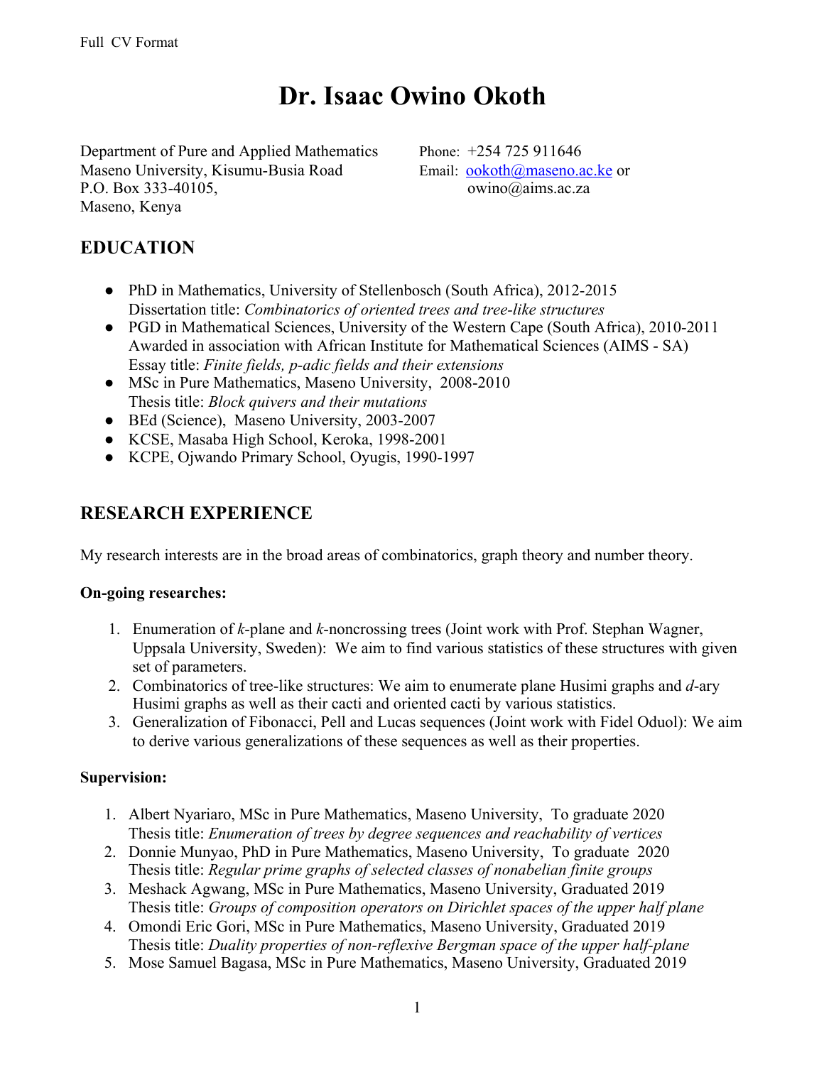Full CV Format

# Dr. Isaac Owino Okoth

Department of Pure and Applied Mathematics
Maseno University, Kisumu-Busia Road
P.O. Box 333-40105,
Maseno, Kenya

Phone: +254 725 911646
Email: ookoth@maseno.ac.ke or owino@aims.ac.za

## EDUCATION

- PhD in Mathematics, University of Stellenbosch (South Africa), 2012-2015
  Dissertation title: *Combinatorics of oriented trees and tree-like structures*
- PGD in Mathematical Sciences, University of the Western Cape (South Africa), 2010-2011
  Awarded in association with African Institute for Mathematical Sciences (AIMS - SA)
  Essay title: *Finite fields, p-adic fields and their extensions*
- MSc in Pure Mathematics, Maseno University, 2008-2010
  Thesis title: *Block quivers and their mutations*
- BEd (Science), Maseno University, 2003-2007
- KCSE, Masaba High School, Keroka, 1998-2001
- KCPE, Ojwando Primary School, Oyugis, 1990-1997

## RESEARCH EXPERIENCE

My research interests are in the broad areas of combinatorics, graph theory and number theory.

**On-going researches:**

1. Enumeration of $k$-plane and $k$-noncrossing trees (Joint work with Prof. Stephan Wagner, Uppsala University, Sweden): We aim to find various statistics of these structures with given set of parameters.
2. Combinatorics of tree-like structures: We aim to enumerate plane Husimi graphs and $d$-ary Husimi graphs as well as their cacti and oriented cacti by various statistics.
3. Generalization of Fibonacci, Pell and Lucas sequences (Joint work with Fidel Oduol): We aim to derive various generalizations of these sequences as well as their properties.

**Supervision:**

1. Albert Nyariaro, MSc in Pure Mathematics, Maseno University, To graduate 2020
   Thesis title: *Enumeration of trees by degree sequences and reachability of vertices*
2. Donnie Munyao, PhD in Pure Mathematics, Maseno University, To graduate 2020
   Thesis title: *Regular prime graphs of selected classes of nonabelian finite groups*
3. Meshack Agwang, MSc in Pure Mathematics, Maseno University, Graduated 2019
   Thesis title: *Groups of composition operators on Dirichlet spaces of the upper half plane*
4. Omondi Eric Gori, MSc in Pure Mathematics, Maseno University, Graduated 2019
   Thesis title: *Duality properties of non-reflexive Bergman space of the upper half-plane*
5. Mose Samuel Bagasa, MSc in Pure Mathematics, Maseno University, Graduated 2019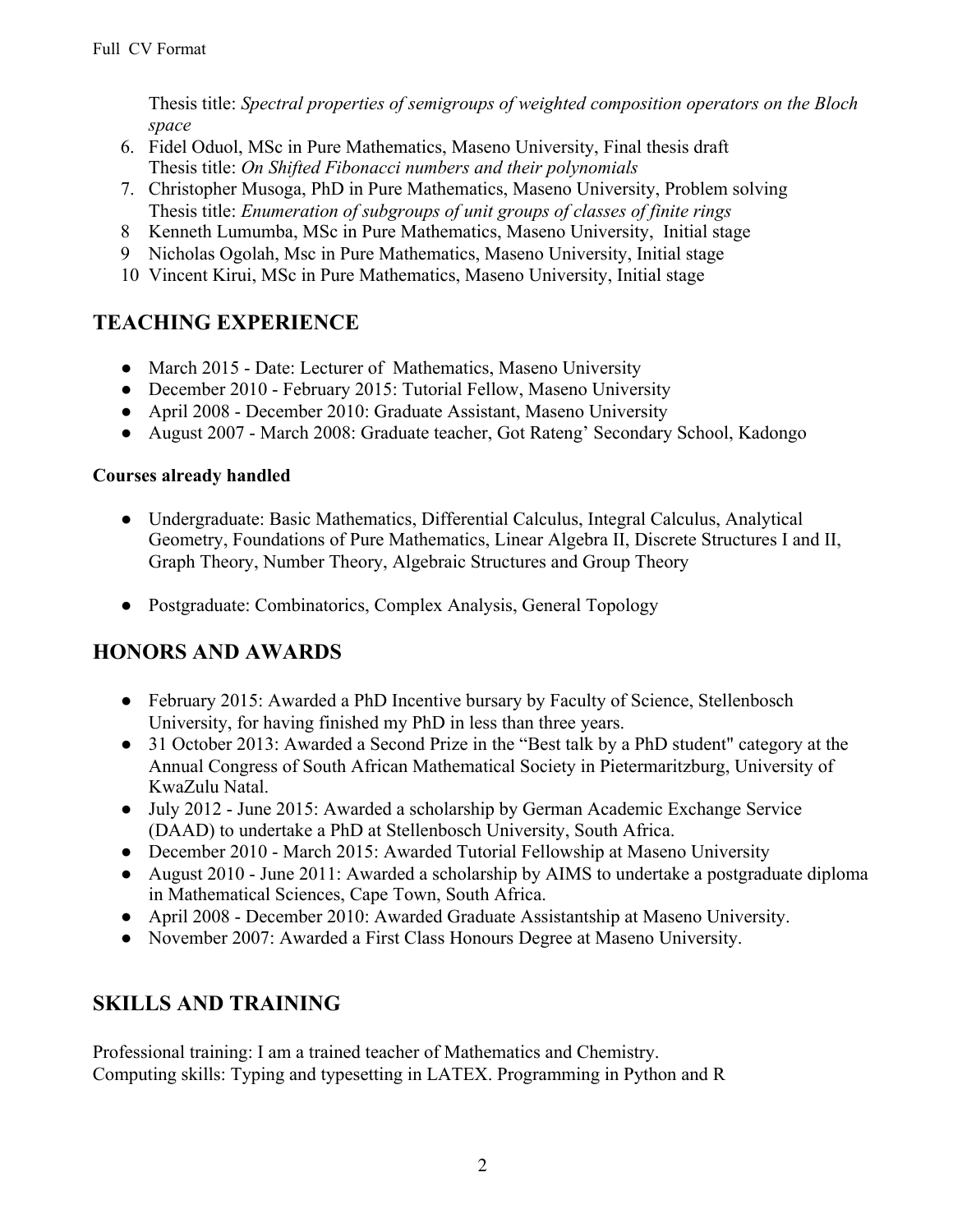Thesis title: *Spectral properties of semigroups of weighted composition operators on the Bloch space*

6. Fidel Oduol, MSc in Pure Mathematics, Maseno University, Final thesis draft
   Thesis title: *On Shifted Fibonacci numbers and their polynomials*
7. Christopher Musoga, PhD in Pure Mathematics, Maseno University, Problem solving
   Thesis title: *Enumeration of subgroups of unit groups of classes of finite rings*
8. Kenneth Lumumba, MSc in Pure Mathematics, Maseno University, Initial stage
9. Nicholas Ogolah, Msc in Pure Mathematics, Maseno University, Initial stage
10. Vincent Kirui, MSc in Pure Mathematics, Maseno University, Initial stage

## TEACHING EXPERIENCE

- March 2015 - Date: Lecturer of Mathematics, Maseno University
- December 2010 - February 2015: Tutorial Fellow, Maseno University
- April 2008 - December 2010: Graduate Assistant, Maseno University
- August 2007 - March 2008: Graduate teacher, Got Rateng' Secondary School, Kadongo

**Courses already handled**

- Undergraduate: Basic Mathematics, Differential Calculus, Integral Calculus, Analytical Geometry, Foundations of Pure Mathematics, Linear Algebra II, Discrete Structures I and II, Graph Theory, Number Theory, Algebraic Structures and Group Theory

- Postgraduate: Combinatorics, Complex Analysis, General Topology

## HONORS AND AWARDS

- February 2015: Awarded a PhD Incentive bursary by Faculty of Science, Stellenbosch University, for having finished my PhD in less than three years.
- 31 October 2013: Awarded a Second Prize in the "Best talk by a PhD student" category at the Annual Congress of South African Mathematical Society in Pietermaritzburg, University of KwaZulu Natal.
- July 2012 - June 2015: Awarded a scholarship by German Academic Exchange Service (DAAD) to undertake a PhD at Stellenbosch University, South Africa.
- December 2010 - March 2015: Awarded Tutorial Fellowship at Maseno University
- August 2010 - June 2011: Awarded a scholarship by AIMS to undertake a postgraduate diploma in Mathematical Sciences, Cape Town, South Africa.
- April 2008 - December 2010: Awarded Graduate Assistantship at Maseno University.
- November 2007: Awarded a First Class Honours Degree at Maseno University.

## SKILLS AND TRAINING

Professional training: I am a trained teacher of Mathematics and Chemistry.
Computing skills: Typing and typesetting in LATEX. Programming in Python and R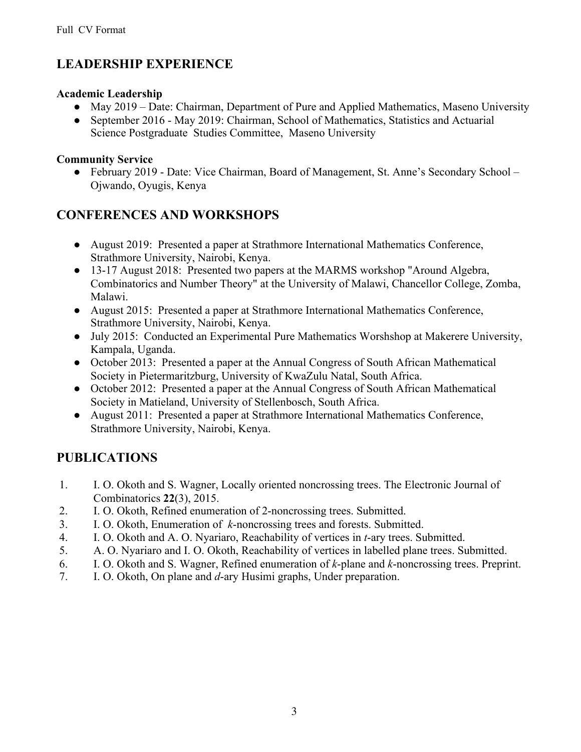## LEADERSHIP EXPERIENCE

**Academic Leadership**

- May 2019 – Date: Chairman, Department of Pure and Applied Mathematics, Maseno University
- September 2016 - May 2019: Chairman, School of Mathematics, Statistics and Actuarial Science Postgraduate Studies Committee, Maseno University

**Community Service**

- February 2019 - Date: Vice Chairman, Board of Management, St. Anne's Secondary School – Ojwando, Oyugis, Kenya

## CONFERENCES AND WORKSHOPS

- August 2019: Presented a paper at Strathmore International Mathematics Conference, Strathmore University, Nairobi, Kenya.
- 13-17 August 2018: Presented two papers at the MARMS workshop "Around Algebra, Combinatorics and Number Theory" at the University of Malawi, Chancellor College, Zomba, Malawi.
- August 2015: Presented a paper at Strathmore International Mathematics Conference, Strathmore University, Nairobi, Kenya.
- July 2015: Conducted an Experimental Pure Mathematics Worshshop at Makerere University, Kampala, Uganda.
- October 2013: Presented a paper at the Annual Congress of South African Mathematical Society in Pietermaritzburg, University of KwaZulu Natal, South Africa.
- October 2012: Presented a paper at the Annual Congress of South African Mathematical Society in Matieland, University of Stellenbosch, South Africa.
- August 2011: Presented a paper at Strathmore International Mathematics Conference, Strathmore University, Nairobi, Kenya.

## PUBLICATIONS

1. I. O. Okoth and S. Wagner, Locally oriented noncrossing trees. The Electronic Journal of Combinatorics **22**(3), 2015.
2. I. O. Okoth, Refined enumeration of 2-noncrossing trees. Submitted.
3. I. O. Okoth, Enumeration of $k$-noncrossing trees and forests. Submitted.
4. I. O. Okoth and A. O. Nyariaro, Reachability of vertices in $t$-ary trees. Submitted.
5. A. O. Nyariaro and I. O. Okoth, Reachability of vertices in labelled plane trees. Submitted.
6. I. O. Okoth and S. Wagner, Refined enumeration of $k$-plane and $k$-noncrossing trees. Preprint.
7. I. O. Okoth, On plane and $d$-ary Husimi graphs, Under preparation.